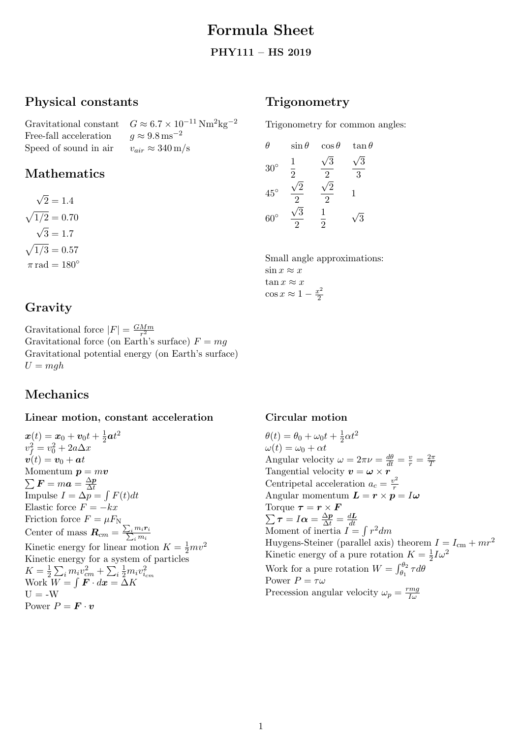# Formula Sheet

## PHY111 – HS 2019

## Physical constants

| | |
|---|---|
| Gravitational constant | $G \approx 6.7 \times 10^{-11}\,\mathrm{Nm^2kg^{-2}}$ |
| Free-fall acceleration | $g \approx 9.8\,\mathrm{ms^{-2}}$ |
| Speed of sound in air | $v_{air} \approx 340\,\mathrm{m/s}$ |

## Mathematics

$$\sqrt{2} = 1.4$$
$$\sqrt{1/2} = 0.70$$
$$\sqrt{3} = 1.7$$
$$\sqrt{1/3} = 0.57$$
$$\pi\,\mathrm{rad} = 180^\circ$$

## Gravity

Gravitational force $|F| = \frac{GMm}{r^2}$
Gravitational force (on Earth's surface) $F = mg$
Gravitational potential energy (on Earth's surface)
$U = mgh$

## Trigonometry

Trigonometry for common angles:

| $\theta$ | $\sin\theta$ | $\cos\theta$ | $\tan\theta$ |
|---|---|---|---|
| $30^\circ$ | $\frac{1}{2}$ | $\frac{\sqrt{3}}{2}$ | $\frac{\sqrt{3}}{3}$ |
| $45^\circ$ | $\frac{\sqrt{2}}{2}$ | $\frac{\sqrt{2}}{2}$ | $1$ |
| $60^\circ$ | $\frac{\sqrt{3}}{2}$ | $\frac{1}{2}$ | $\sqrt{3}$ |

Small angle approximations:
$\sin x \approx x$
$\tan x \approx x$
$\cos x \approx 1 - \frac{x^2}{2}$

## Mechanics

### Linear motion, constant acceleration

$\boldsymbol{x}(t) = \boldsymbol{x}_0 + \boldsymbol{v}_0 t + \frac{1}{2}\boldsymbol{a}t^2$
$v_f^2 = v_0^2 + 2a\Delta x$
$\boldsymbol{v}(t) = \boldsymbol{v}_0 + \boldsymbol{a}t$
Momentum $\boldsymbol{p} = m\boldsymbol{v}$
$\sum \boldsymbol{F} = m\boldsymbol{a} = \frac{\Delta \boldsymbol{p}}{\Delta t}$
Impulse $I = \Delta p = \int F(t)dt$
Elastic force $F = -kx$
Friction force $F = \mu F_{\mathrm{N}}$
Center of mass $\boldsymbol{R}_{cm} = \frac{\sum_i m_i \boldsymbol{r}_i}{\sum_i m_i}$
Kinetic energy for linear motion $K = \frac{1}{2}mv^2$
Kinetic energy for a system of particles
$K = \frac{1}{2}\sum_i m_i v_{cm}^2 + \sum_i \frac{1}{2} m_i v_{i_{cm}}^2$
Work $W = \int \boldsymbol{F} \cdot d\boldsymbol{x} = \Delta K$
U = -W
Power $P = \boldsymbol{F} \cdot \boldsymbol{v}$

### Circular motion

$\theta(t) = \theta_0 + \omega_0 t + \frac{1}{2}\alpha t^2$
$\omega(t) = \omega_0 + \alpha t$
Angular velocity $\omega = 2\pi\nu = \frac{d\theta}{dt} = \frac{v}{r} = \frac{2\pi}{T}$
Tangential velocity $\boldsymbol{v} = \boldsymbol{\omega} \times \boldsymbol{r}$
Centripetal acceleration $a_c = \frac{v^2}{r}$
Angular momentum $\boldsymbol{L} = \boldsymbol{r} \times \boldsymbol{p} = I\boldsymbol{\omega}$
Torque $\boldsymbol{\tau} = \boldsymbol{r} \times \boldsymbol{F}$
$\sum \boldsymbol{\tau} = I\boldsymbol{\alpha} = \frac{\Delta \boldsymbol{p}}{\Delta t} = \frac{d\boldsymbol{L}}{dt}$
Moment of inertia $I = \int r^2 dm$
Huygens-Steiner (parallel axis) theorem $I = I_{\mathrm{cm}} + mr^2$
Kinetic energy of a pure rotation $K = \frac{1}{2}I\omega^2$
Work for a pure rotation $W = \int_{\theta_1}^{\theta_2} \tau d\theta$
Power $P = \tau\omega$
Precession angular velocity $\omega_p = \frac{rmg}{I\omega}$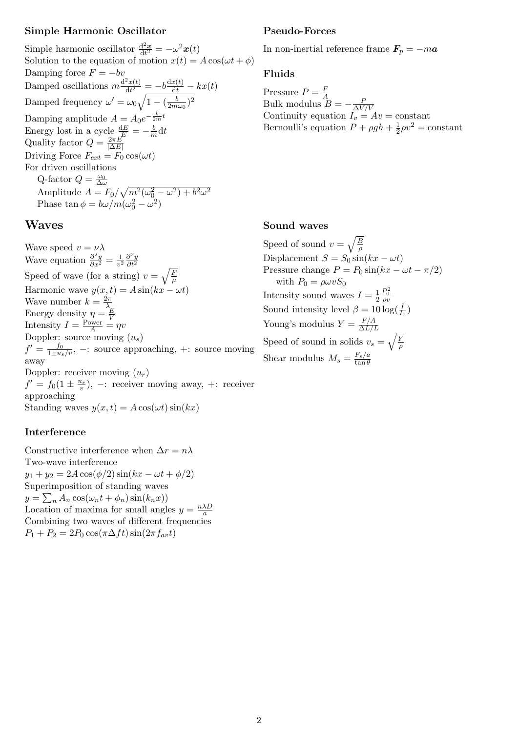### Simple Harmonic Oscillator

Simple harmonic oscillator $\frac{\mathrm{d}^2\boldsymbol{x}}{\mathrm{d}t^2} = -\omega^2\boldsymbol{x}(t)$
Solution to the equation of motion $x(t) = A\cos(\omega t + \phi)$
Damping force $F = -bv$
Damped oscillations $m\frac{\mathrm{d}^2x(t)}{\mathrm{d}t^2} = -b\frac{\mathrm{d}x(t)}{\mathrm{d}t} - kx(t)$
Damped frequency $\omega' = \omega_0\sqrt{1 - (\frac{b}{2m\omega_0})^2}$
Damping amplitude $A = A_0e^{-\frac{b}{2m}t}$
Energy lost in a cycle $\frac{\mathrm{d}E}{E} = -\frac{b}{m}\mathrm{d}t$
Quality factor $Q = \frac{2\pi E}{|\Delta E|}$
Driving Force $F_{ext} = F_0\cos(\omega t)$
For driven oscillations

- Q-factor $Q = \frac{\omega_0}{\Delta\omega}$
- Amplitude $A = F_0/\sqrt{m^2(\omega_0^2 - \omega^2) + b^2\omega^2}$
- Phase $\tan\phi = b\omega/m(\omega_0^2 - \omega^2)$

### Pseudo-Forces

In non-inertial reference frame $\boldsymbol{F}_p = -m\boldsymbol{a}$

### Fluids

Pressure $P = \frac{F}{A}$
Bulk modulus $B = -\frac{P}{\Delta V/V}$
Continuity equation $I_v = Av = \text{constant}$
Bernoulli's equation $P + \rho gh + \frac{1}{2}\rho v^2 = \text{constant}$

## Waves

Wave speed $v = \nu\lambda$
Wave equation $\frac{\partial^2 y}{\partial x^2} = \frac{1}{v^2}\frac{\partial^2 y}{\partial t^2}$
Speed of wave (for a string) $v = \sqrt{\frac{F}{\mu}}$
Harmonic wave $y(x,t) = A\sin(kx - \omega t)$
Wave number $k = \frac{2\pi}{\lambda}$
Energy density $\eta = \frac{E}{V}$
Intensity $I = \frac{\text{Power}}{A} = \eta v$
Doppler: source moving $(u_s)$
$f' = \frac{f_0}{1 \pm u_s/v}$, $-$: source approaching, $+$: source moving away
Doppler: receiver moving $(u_r)$
$f' = f_0(1 \pm \frac{u_r}{v})$, $-$: receiver moving away, $+$: receiver approaching
Standing waves $y(x,t) = A\cos(\omega t)\sin(kx)$

### Interference

Constructive interference when $\Delta r = n\lambda$
Two-wave interference
$y_1 + y_2 = 2A\cos(\phi/2)\sin(kx - \omega t + \phi/2)$
Superimposition of standing waves
$y = \sum_n A_n\cos(\omega_n t + \phi_n)\sin(k_n x))$
Location of maxima for small angles $y = \frac{n\lambda D}{a}$
Combining two waves of different frequencies
$P_1 + P_2 = 2P_0\cos(\pi\Delta ft)\sin(2\pi f_{av}t)$

### Sound waves

Speed of sound $v = \sqrt{\frac{B}{\rho}}$
Displacement $S = S_0\sin(kx - \omega t)$
Pressure change $P = P_0\sin(kx - \omega t - \pi/2)$
with $P_0 = \rho\omega vS_0$
Intensity sound waves $I = \frac{1}{2}\frac{P_0^2}{\rho v}$
Sound intensity level $\beta = 10\log(\frac{I}{I_0})$
Young's modulus $Y = \frac{F/A}{\Delta L/L}$
Speed of sound in solids $v_s = \sqrt{\frac{Y}{\rho}}$
Shear modulus $M_s = \frac{F_s/a}{\tan\theta}$